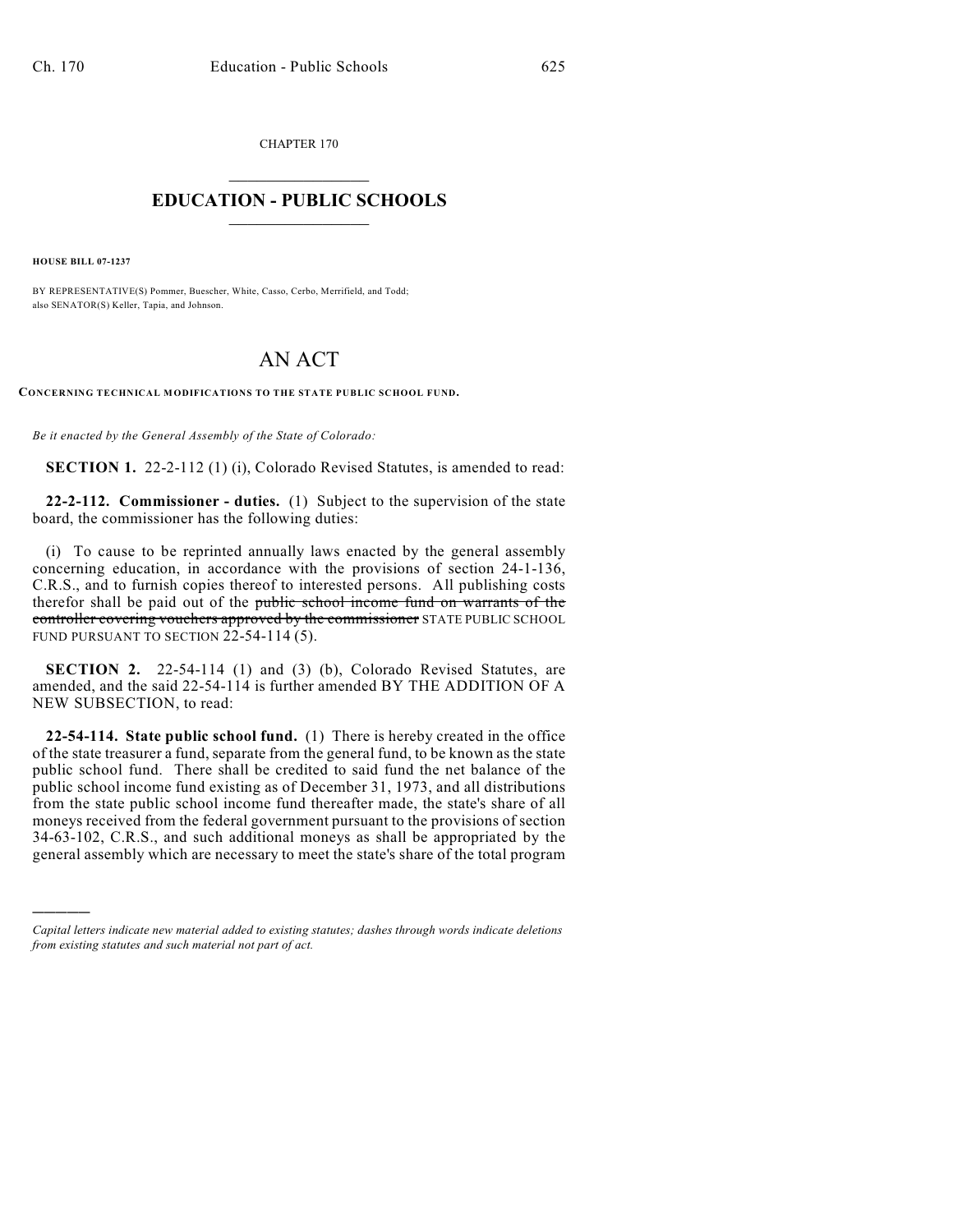CHAPTER 170

# EDUCATION - PUBLIC SCHOOLS

**HOUSE BILL 07-1237**

BY REPRESENTATIVE(S) Pommer, Buescher, White, Casso, Cerbo, Merrifield, and Todd; also SENATOR(S) Keller, Tapia, and Johnson.

# AN ACT

**CONCERNING TECHNICAL MODIFICATIONS TO THE STATE PUBLIC SCHOOL FUND.**

*Be it enacted by the General Assembly of the State of Colorado:*

**SECTION 1.** 22-2-112 (1) (i), Colorado Revised Statutes, is amended to read:

**22-2-112. Commissioner - duties.** (1) Subject to the supervision of the state board, the commissioner has the following duties:

(i) To cause to be reprinted annually laws enacted by the general assembly concerning education, in accordance with the provisions of section 24-1-136, C.R.S., and to furnish copies thereof to interested persons. All publishing costs therefor shall be paid out of the ~~public school income fund on warrants of the controller covering vouchers approved by the commissioner~~ STATE PUBLIC SCHOOL FUND PURSUANT TO SECTION 22-54-114 (5).

**SECTION 2.** 22-54-114 (1) and (3) (b), Colorado Revised Statutes, are amended, and the said 22-54-114 is further amended BY THE ADDITION OF A NEW SUBSECTION, to read:

**22-54-114. State public school fund.** (1) There is hereby created in the office of the state treasurer a fund, separate from the general fund, to be known as the state public school fund. There shall be credited to said fund the net balance of the public school income fund existing as of December 31, 1973, and all distributions from the state public school income fund thereafter made, the state's share of all moneys received from the federal government pursuant to the provisions of section 34-63-102, C.R.S., and such additional moneys as shall be appropriated by the general assembly which are necessary to meet the state's share of the total program

*Capital letters indicate new material added to existing statutes; dashes through words indicate deletions from existing statutes and such material not part of act.*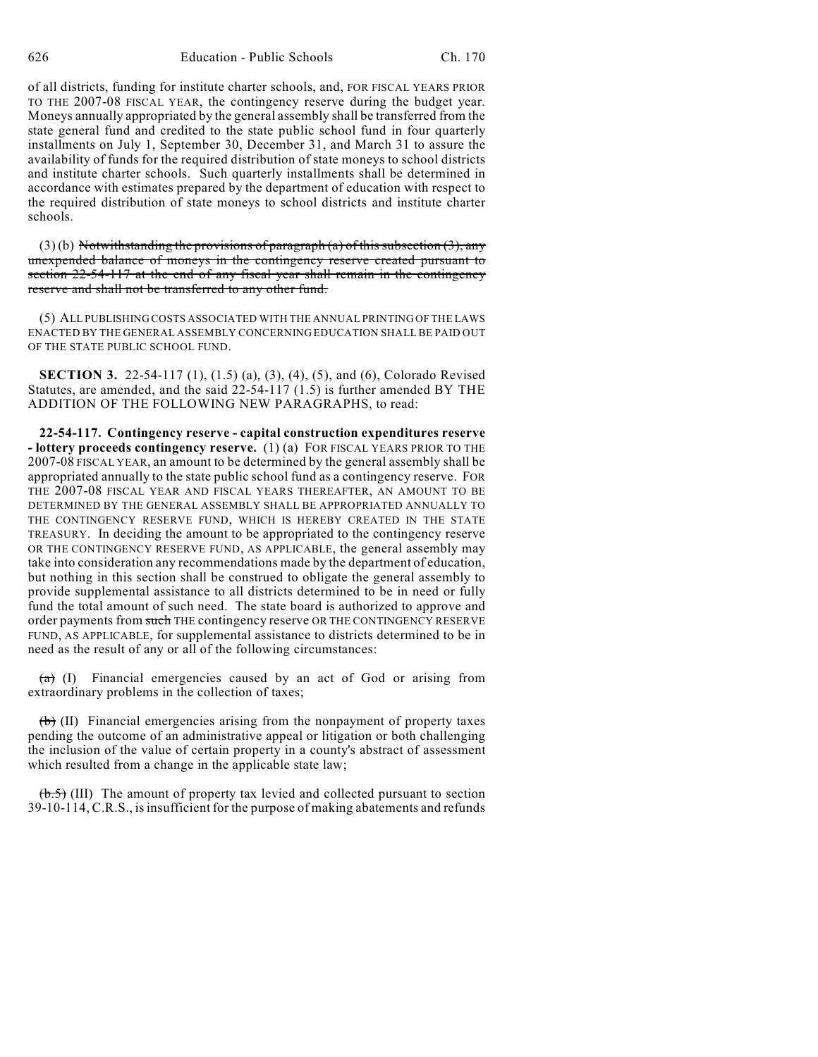of all districts, funding for institute charter schools, and, FOR FISCAL YEARS PRIOR TO THE 2007-08 FISCAL YEAR, the contingency reserve during the budget year. Moneys annually appropriated by the general assembly shall be transferred from the state general fund and credited to the state public school fund in four quarterly installments on July 1, September 30, December 31, and March 31 to assure the availability of funds for the required distribution of state moneys to school districts and institute charter schools. Such quarterly installments shall be determined in accordance with estimates prepared by the department of education with respect to the required distribution of state moneys to school districts and institute charter schools.

(3) (b) ~~Notwithstanding the provisions of paragraph (a) of this subsection (3), any unexpended balance of moneys in the contingency reserve created pursuant to section 22-54-117 at the end of any fiscal year shall remain in the contingency reserve and shall not be transferred to any other fund.~~

(5) ALL PUBLISHING COSTS ASSOCIATED WITH THE ANNUAL PRINTING OF THE LAWS ENACTED BY THE GENERAL ASSEMBLY CONCERNING EDUCATION SHALL BE PAID OUT OF THE STATE PUBLIC SCHOOL FUND.

**SECTION 3.** 22-54-117 (1), (1.5) (a), (3), (4), (5), and (6), Colorado Revised Statutes, are amended, and the said 22-54-117 (1.5) is further amended BY THE ADDITION OF THE FOLLOWING NEW PARAGRAPHS, to read:

**22-54-117. Contingency reserve - capital construction expenditures reserve - lottery proceeds contingency reserve.** (1) (a) FOR FISCAL YEARS PRIOR TO THE 2007-08 FISCAL YEAR, an amount to be determined by the general assembly shall be appropriated annually to the state public school fund as a contingency reserve. FOR THE 2007-08 FISCAL YEAR AND FISCAL YEARS THEREAFTER, AN AMOUNT TO BE DETERMINED BY THE GENERAL ASSEMBLY SHALL BE APPROPRIATED ANNUALLY TO THE CONTINGENCY RESERVE FUND, WHICH IS HEREBY CREATED IN THE STATE TREASURY. In deciding the amount to be appropriated to the contingency reserve OR THE CONTINGENCY RESERVE FUND, AS APPLICABLE, the general assembly may take into consideration any recommendations made by the department of education, but nothing in this section shall be construed to obligate the general assembly to provide supplemental assistance to all districts determined to be in need or fully fund the total amount of such need. The state board is authorized to approve and order payments from ~~such~~ THE contingency reserve OR THE CONTINGENCY RESERVE FUND, AS APPLICABLE, for supplemental assistance to districts determined to be in need as the result of any or all of the following circumstances:

~~(a)~~ (I) Financial emergencies caused by an act of God or arising from extraordinary problems in the collection of taxes;

~~(b)~~ (II) Financial emergencies arising from the nonpayment of property taxes pending the outcome of an administrative appeal or litigation or both challenging the inclusion of the value of certain property in a county's abstract of assessment which resulted from a change in the applicable state law;

~~(b.5)~~ (III) The amount of property tax levied and collected pursuant to section 39-10-114, C.R.S., is insufficient for the purpose of making abatements and refunds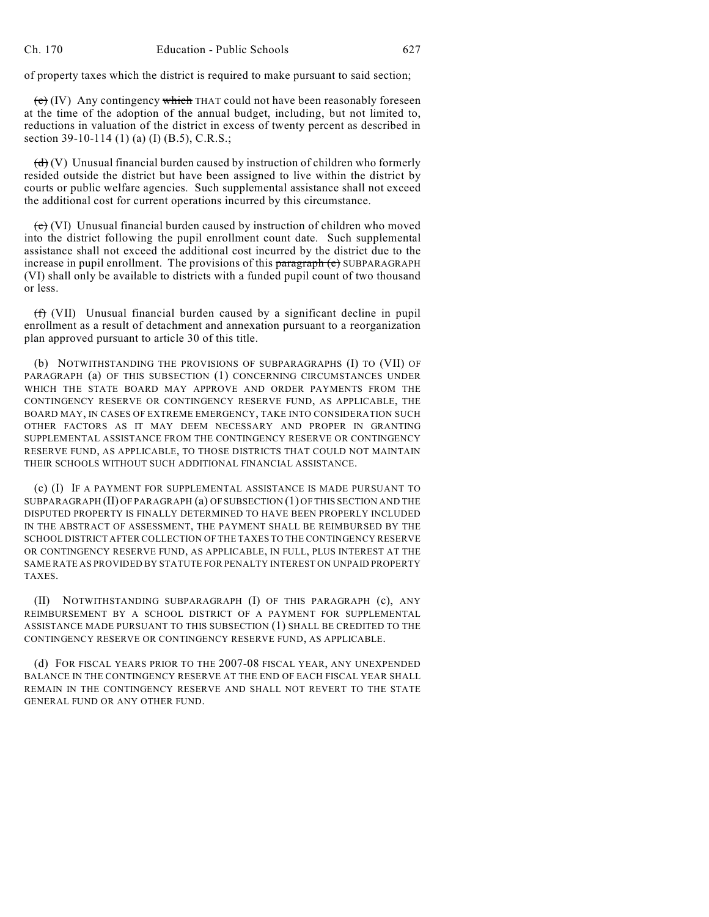of property taxes which the district is required to make pursuant to said section;

~~(c)~~ (IV) Any contingency ~~which~~ THAT could not have been reasonably foreseen at the time of the adoption of the annual budget, including, but not limited to, reductions in valuation of the district in excess of twenty percent as described in section 39-10-114 (1) (a) (I) (B.5), C.R.S.;

~~(d)~~ (V) Unusual financial burden caused by instruction of children who formerly resided outside the district but have been assigned to live within the district by courts or public welfare agencies. Such supplemental assistance shall not exceed the additional cost for current operations incurred by this circumstance.

~~(e)~~ (VI) Unusual financial burden caused by instruction of children who moved into the district following the pupil enrollment count date. Such supplemental assistance shall not exceed the additional cost incurred by the district due to the increase in pupil enrollment. The provisions of this ~~paragraph (e)~~ SUBPARAGRAPH (VI) shall only be available to districts with a funded pupil count of two thousand or less.

~~(f)~~ (VII) Unusual financial burden caused by a significant decline in pupil enrollment as a result of detachment and annexation pursuant to a reorganization plan approved pursuant to article 30 of this title.

(b) NOTWITHSTANDING THE PROVISIONS OF SUBPARAGRAPHS (I) TO (VII) OF PARAGRAPH (a) OF THIS SUBSECTION (1) CONCERNING CIRCUMSTANCES UNDER WHICH THE STATE BOARD MAY APPROVE AND ORDER PAYMENTS FROM THE CONTINGENCY RESERVE OR CONTINGENCY RESERVE FUND, AS APPLICABLE, THE BOARD MAY, IN CASES OF EXTREME EMERGENCY, TAKE INTO CONSIDERATION SUCH OTHER FACTORS AS IT MAY DEEM NECESSARY AND PROPER IN GRANTING SUPPLEMENTAL ASSISTANCE FROM THE CONTINGENCY RESERVE OR CONTINGENCY RESERVE FUND, AS APPLICABLE, TO THOSE DISTRICTS THAT COULD NOT MAINTAIN THEIR SCHOOLS WITHOUT SUCH ADDITIONAL FINANCIAL ASSISTANCE.

(c) (I) IF A PAYMENT FOR SUPPLEMENTAL ASSISTANCE IS MADE PURSUANT TO SUBPARAGRAPH (II) OF PARAGRAPH (a) OF SUBSECTION (1) OF THIS SECTION AND THE DISPUTED PROPERTY IS FINALLY DETERMINED TO HAVE BEEN PROPERLY INCLUDED IN THE ABSTRACT OF ASSESSMENT, THE PAYMENT SHALL BE REIMBURSED BY THE SCHOOL DISTRICT AFTER COLLECTION OF THE TAXES TO THE CONTINGENCY RESERVE OR CONTINGENCY RESERVE FUND, AS APPLICABLE, IN FULL, PLUS INTEREST AT THE SAME RATE AS PROVIDED BY STATUTE FOR PENALTY INTEREST ON UNPAID PROPERTY TAXES.

(II) NOTWITHSTANDING SUBPARAGRAPH (I) OF THIS PARAGRAPH (c), ANY REIMBURSEMENT BY A SCHOOL DISTRICT OF A PAYMENT FOR SUPPLEMENTAL ASSISTANCE MADE PURSUANT TO THIS SUBSECTION (1) SHALL BE CREDITED TO THE CONTINGENCY RESERVE OR CONTINGENCY RESERVE FUND, AS APPLICABLE.

(d) FOR FISCAL YEARS PRIOR TO THE 2007-08 FISCAL YEAR, ANY UNEXPENDED BALANCE IN THE CONTINGENCY RESERVE AT THE END OF EACH FISCAL YEAR SHALL REMAIN IN THE CONTINGENCY RESERVE AND SHALL NOT REVERT TO THE STATE GENERAL FUND OR ANY OTHER FUND.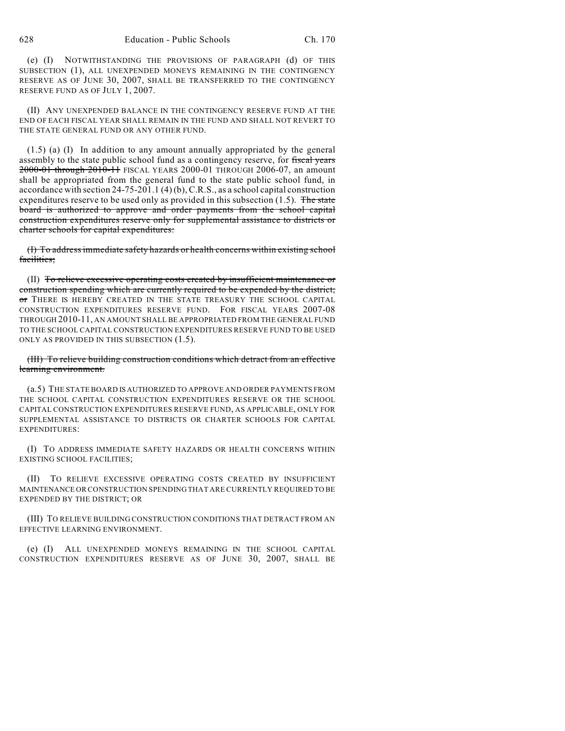(e) (I) NOTWITHSTANDING THE PROVISIONS OF PARAGRAPH (d) OF THIS SUBSECTION (1), ALL UNEXPENDED MONEYS REMAINING IN THE CONTINGENCY RESERVE AS OF JUNE 30, 2007, SHALL BE TRANSFERRED TO THE CONTINGENCY RESERVE FUND AS OF JULY 1, 2007.

(II) ANY UNEXPENDED BALANCE IN THE CONTINGENCY RESERVE FUND AT THE END OF EACH FISCAL YEAR SHALL REMAIN IN THE FUND AND SHALL NOT REVERT TO THE STATE GENERAL FUND OR ANY OTHER FUND.

(1.5) (a) (I) In addition to any amount annually appropriated by the general assembly to the state public school fund as a contingency reserve, for ~~fiscal years 2000-01 through 2010-11~~ FISCAL YEARS 2000-01 THROUGH 2006-07, an amount shall be appropriated from the general fund to the state public school fund, in accordance with section 24-75-201.1 (4) (b), C.R.S., as a school capital construction expenditures reserve to be used only as provided in this subsection (1.5). ~~The state board is authorized to approve and order payments from the school capital construction expenditures reserve only for supplemental assistance to districts or charter schools for capital expenditures:~~

~~(I) To address immediate safety hazards or health concerns within existing school facilities;~~

(II) ~~To relieve excessive operating costs created by insufficient maintenance or construction spending which are currently required to be expended by the district; or~~ THERE IS HEREBY CREATED IN THE STATE TREASURY THE SCHOOL CAPITAL CONSTRUCTION EXPENDITURES RESERVE FUND. FOR FISCAL YEARS 2007-08 THROUGH 2010-11, AN AMOUNT SHALL BE APPROPRIATED FROM THE GENERAL FUND TO THE SCHOOL CAPITAL CONSTRUCTION EXPENDITURES RESERVE FUND TO BE USED ONLY AS PROVIDED IN THIS SUBSECTION (1.5).

~~(III) To relieve building construction conditions which detract from an effective learning environment.~~

(a.5) THE STATE BOARD IS AUTHORIZED TO APPROVE AND ORDER PAYMENTS FROM THE SCHOOL CAPITAL CONSTRUCTION EXPENDITURES RESERVE OR THE SCHOOL CAPITAL CONSTRUCTION EXPENDITURES RESERVE FUND, AS APPLICABLE, ONLY FOR SUPPLEMENTAL ASSISTANCE TO DISTRICTS OR CHARTER SCHOOLS FOR CAPITAL EXPENDITURES:

(I) TO ADDRESS IMMEDIATE SAFETY HAZARDS OR HEALTH CONCERNS WITHIN EXISTING SCHOOL FACILITIES;

(II) TO RELIEVE EXCESSIVE OPERATING COSTS CREATED BY INSUFFICIENT MAINTENANCE OR CONSTRUCTION SPENDING THAT ARE CURRENTLY REQUIRED TO BE EXPENDED BY THE DISTRICT; OR

(III) TO RELIEVE BUILDING CONSTRUCTION CONDITIONS THAT DETRACT FROM AN EFFECTIVE LEARNING ENVIRONMENT.

(e) (I) ALL UNEXPENDED MONEYS REMAINING IN THE SCHOOL CAPITAL CONSTRUCTION EXPENDITURES RESERVE AS OF JUNE 30, 2007, SHALL BE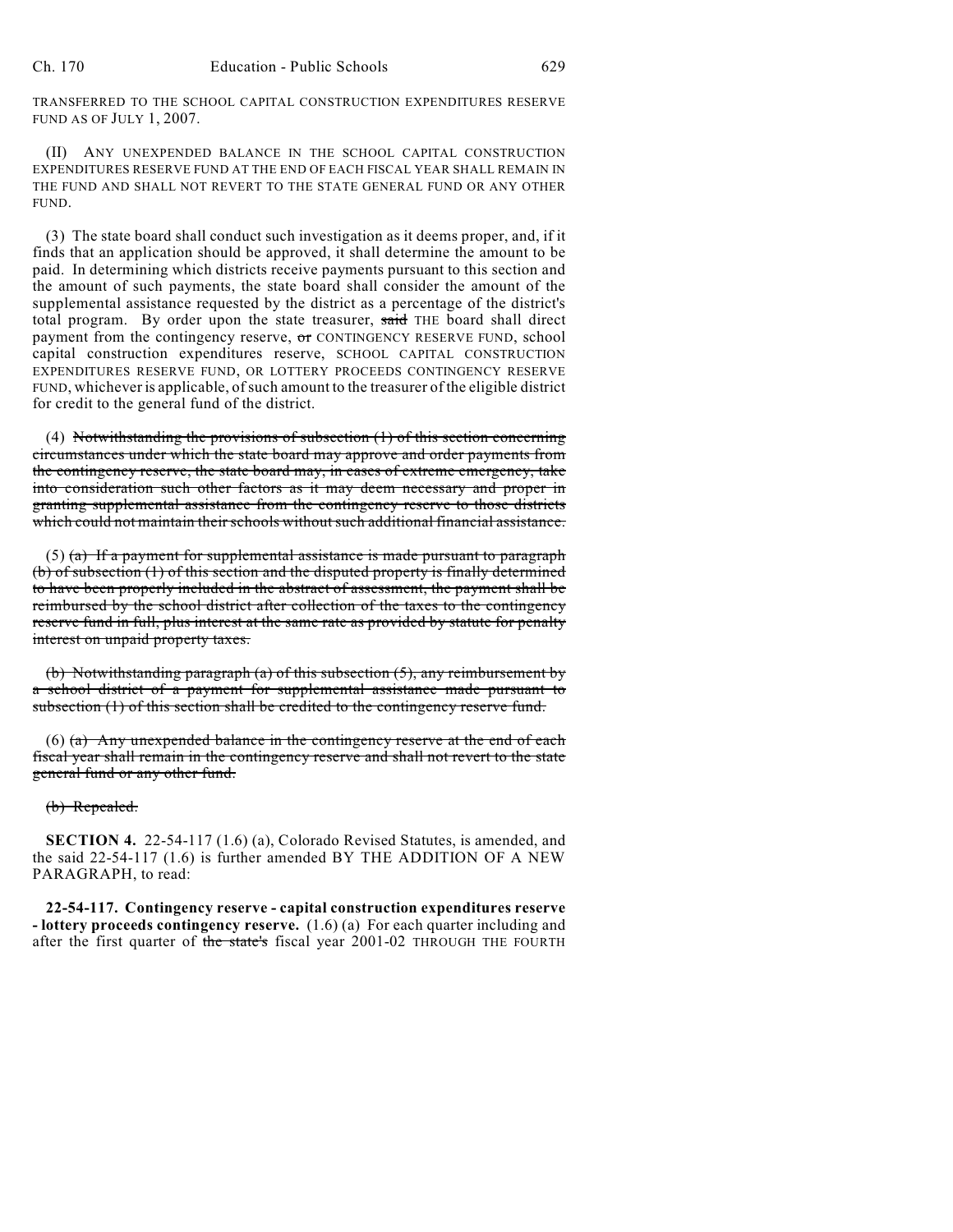TRANSFERRED TO THE SCHOOL CAPITAL CONSTRUCTION EXPENDITURES RESERVE FUND AS OF JULY 1, 2007.

(II) ANY UNEXPENDED BALANCE IN THE SCHOOL CAPITAL CONSTRUCTION EXPENDITURES RESERVE FUND AT THE END OF EACH FISCAL YEAR SHALL REMAIN IN THE FUND AND SHALL NOT REVERT TO THE STATE GENERAL FUND OR ANY OTHER FUND.

(3) The state board shall conduct such investigation as it deems proper, and, if it finds that an application should be approved, it shall determine the amount to be paid. In determining which districts receive payments pursuant to this section and the amount of such payments, the state board shall consider the amount of the supplemental assistance requested by the district as a percentage of the district's total program. By order upon the state treasurer, ~~said~~ THE board shall direct payment from the contingency reserve, ~~or~~ CONTINGENCY RESERVE FUND, school capital construction expenditures reserve, SCHOOL CAPITAL CONSTRUCTION EXPENDITURES RESERVE FUND, OR LOTTERY PROCEEDS CONTINGENCY RESERVE FUND, whichever is applicable, of such amount to the treasurer of the eligible district for credit to the general fund of the district.

(4) ~~Notwithstanding the provisions of subsection (1) of this section concerning circumstances under which the state board may approve and order payments from the contingency reserve, the state board may, in cases of extreme emergency, take into consideration such other factors as it may deem necessary and proper in granting supplemental assistance from the contingency reserve to those districts which could not maintain their schools without such additional financial assistance.~~

(5) ~~(a) If a payment for supplemental assistance is made pursuant to paragraph (b) of subsection (1) of this section and the disputed property is finally determined to have been properly included in the abstract of assessment, the payment shall be reimbursed by the school district after collection of the taxes to the contingency reserve fund in full, plus interest at the same rate as provided by statute for penalty interest on unpaid property taxes.~~

~~(b) Notwithstanding paragraph (a) of this subsection (5), any reimbursement by a school district of a payment for supplemental assistance made pursuant to subsection (1) of this section shall be credited to the contingency reserve fund.~~

(6) ~~(a) Any unexpended balance in the contingency reserve at the end of each fiscal year shall remain in the contingency reserve and shall not revert to the state general fund or any other fund.~~

~~(b) Repealed.~~

**SECTION 4.** 22-54-117 (1.6) (a), Colorado Revised Statutes, is amended, and the said 22-54-117 (1.6) is further amended BY THE ADDITION OF A NEW PARAGRAPH, to read:

**22-54-117. Contingency reserve - capital construction expenditures reserve - lottery proceeds contingency reserve.** (1.6) (a) For each quarter including and after the first quarter of ~~the state's~~ fiscal year 2001-02 THROUGH THE FOURTH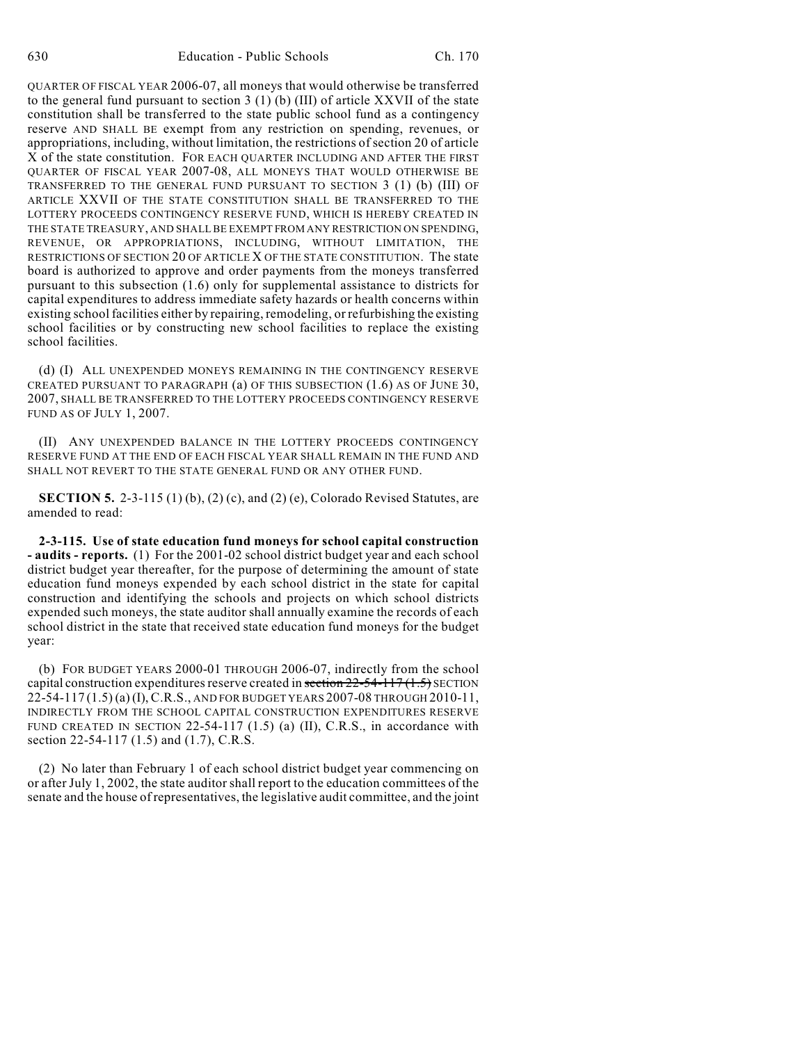QUARTER OF FISCAL YEAR 2006-07, all moneys that would otherwise be transferred to the general fund pursuant to section 3 (1) (b) (III) of article XXVII of the state constitution shall be transferred to the state public school fund as a contingency reserve AND SHALL BE exempt from any restriction on spending, revenues, or appropriations, including, without limitation, the restrictions of section 20 of article X of the state constitution. FOR EACH QUARTER INCLUDING AND AFTER THE FIRST QUARTER OF FISCAL YEAR 2007-08, ALL MONEYS THAT WOULD OTHERWISE BE TRANSFERRED TO THE GENERAL FUND PURSUANT TO SECTION 3 (1) (b) (III) OF ARTICLE XXVII OF THE STATE CONSTITUTION SHALL BE TRANSFERRED TO THE LOTTERY PROCEEDS CONTINGENCY RESERVE FUND, WHICH IS HEREBY CREATED IN THE STATE TREASURY, AND SHALL BE EXEMPT FROM ANY RESTRICTION ON SPENDING, REVENUE, OR APPROPRIATIONS, INCLUDING, WITHOUT LIMITATION, THE RESTRICTIONS OF SECTION 20 OF ARTICLE X OF THE STATE CONSTITUTION. The state board is authorized to approve and order payments from the moneys transferred pursuant to this subsection (1.6) only for supplemental assistance to districts for capital expenditures to address immediate safety hazards or health concerns within existing school facilities either by repairing, remodeling, or refurbishing the existing school facilities or by constructing new school facilities to replace the existing school facilities.

(d) (I) ALL UNEXPENDED MONEYS REMAINING IN THE CONTINGENCY RESERVE CREATED PURSUANT TO PARAGRAPH (a) OF THIS SUBSECTION (1.6) AS OF JUNE 30, 2007, SHALL BE TRANSFERRED TO THE LOTTERY PROCEEDS CONTINGENCY RESERVE FUND AS OF JULY 1, 2007.

(II) ANY UNEXPENDED BALANCE IN THE LOTTERY PROCEEDS CONTINGENCY RESERVE FUND AT THE END OF EACH FISCAL YEAR SHALL REMAIN IN THE FUND AND SHALL NOT REVERT TO THE STATE GENERAL FUND OR ANY OTHER FUND.

**SECTION 5.** 2-3-115 (1) (b), (2) (c), and (2) (e), Colorado Revised Statutes, are amended to read:

**2-3-115. Use of state education fund moneys for school capital construction - audits - reports.** (1) For the 2001-02 school district budget year and each school district budget year thereafter, for the purpose of determining the amount of state education fund moneys expended by each school district in the state for capital construction and identifying the schools and projects on which school districts expended such moneys, the state auditor shall annually examine the records of each school district in the state that received state education fund moneys for the budget year:

(b) FOR BUDGET YEARS 2000-01 THROUGH 2006-07, indirectly from the school capital construction expenditures reserve created in ~~section 22-54-117 (1.5)~~ SECTION 22-54-117 (1.5) (a) (I), C.R.S., AND FOR BUDGET YEARS 2007-08 THROUGH 2010-11, INDIRECTLY FROM THE SCHOOL CAPITAL CONSTRUCTION EXPENDITURES RESERVE FUND CREATED IN SECTION 22-54-117 (1.5) (a) (II), C.R.S., in accordance with section 22-54-117 (1.5) and (1.7), C.R.S.

(2) No later than February 1 of each school district budget year commencing on or after July 1, 2002, the state auditor shall report to the education committees of the senate and the house of representatives, the legislative audit committee, and the joint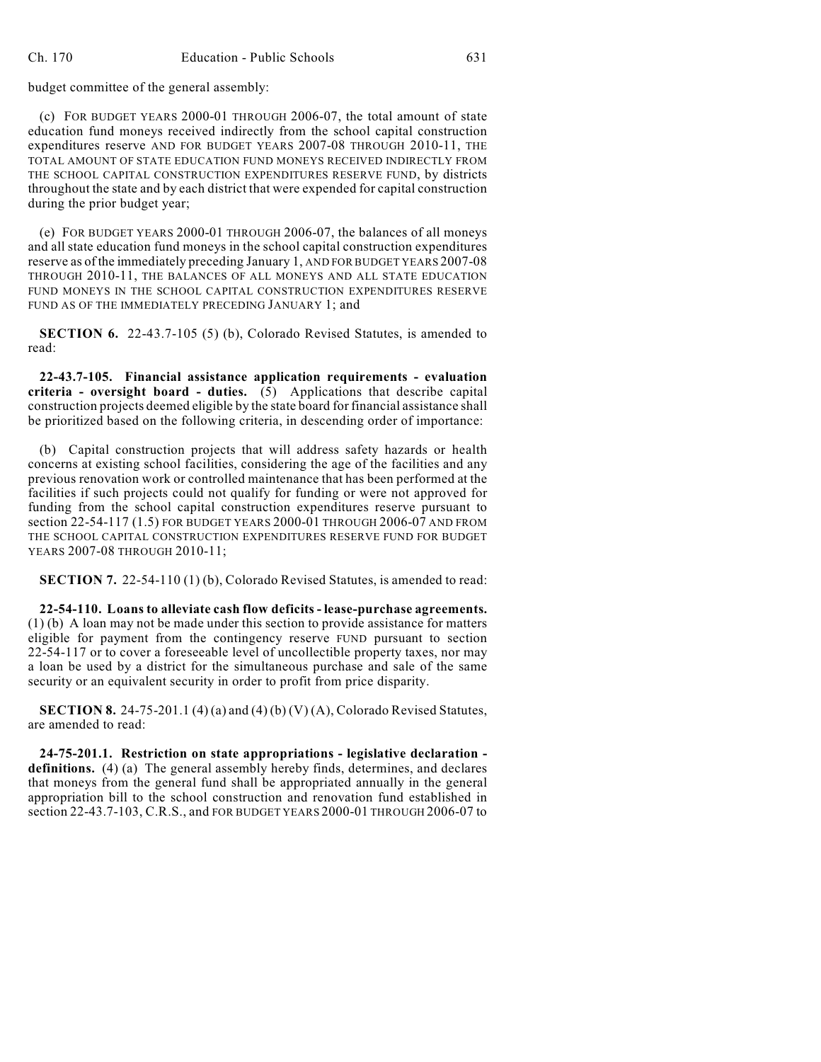budget committee of the general assembly:

(c) FOR BUDGET YEARS 2000-01 THROUGH 2006-07, the total amount of state education fund moneys received indirectly from the school capital construction expenditures reserve AND FOR BUDGET YEARS 2007-08 THROUGH 2010-11, THE TOTAL AMOUNT OF STATE EDUCATION FUND MONEYS RECEIVED INDIRECTLY FROM THE SCHOOL CAPITAL CONSTRUCTION EXPENDITURES RESERVE FUND, by districts throughout the state and by each district that were expended for capital construction during the prior budget year;

(e) FOR BUDGET YEARS 2000-01 THROUGH 2006-07, the balances of all moneys and all state education fund moneys in the school capital construction expenditures reserve as of the immediately preceding January 1, AND FOR BUDGET YEARS 2007-08 THROUGH 2010-11, THE BALANCES OF ALL MONEYS AND ALL STATE EDUCATION FUND MONEYS IN THE SCHOOL CAPITAL CONSTRUCTION EXPENDITURES RESERVE FUND AS OF THE IMMEDIATELY PRECEDING JANUARY 1; and

**SECTION 6.** 22-43.7-105 (5) (b), Colorado Revised Statutes, is amended to read:

**22-43.7-105. Financial assistance application requirements - evaluation criteria - oversight board - duties.** (5) Applications that describe capital construction projects deemed eligible by the state board for financial assistance shall be prioritized based on the following criteria, in descending order of importance:

(b) Capital construction projects that will address safety hazards or health concerns at existing school facilities, considering the age of the facilities and any previous renovation work or controlled maintenance that has been performed at the facilities if such projects could not qualify for funding or were not approved for funding from the school capital construction expenditures reserve pursuant to section 22-54-117 (1.5) FOR BUDGET YEARS 2000-01 THROUGH 2006-07 AND FROM THE SCHOOL CAPITAL CONSTRUCTION EXPENDITURES RESERVE FUND FOR BUDGET YEARS 2007-08 THROUGH 2010-11;

**SECTION 7.** 22-54-110 (1) (b), Colorado Revised Statutes, is amended to read:

**22-54-110. Loans to alleviate cash flow deficits - lease-purchase agreements.** (1) (b) A loan may not be made under this section to provide assistance for matters eligible for payment from the contingency reserve FUND pursuant to section 22-54-117 or to cover a foreseeable level of uncollectible property taxes, nor may a loan be used by a district for the simultaneous purchase and sale of the same security or an equivalent security in order to profit from price disparity.

**SECTION 8.** 24-75-201.1 (4) (a) and (4) (b) (V) (A), Colorado Revised Statutes, are amended to read:

**24-75-201.1. Restriction on state appropriations - legislative declaration - definitions.** (4) (a) The general assembly hereby finds, determines, and declares that moneys from the general fund shall be appropriated annually in the general appropriation bill to the school construction and renovation fund established in section 22-43.7-103, C.R.S., and FOR BUDGET YEARS 2000-01 THROUGH 2006-07 to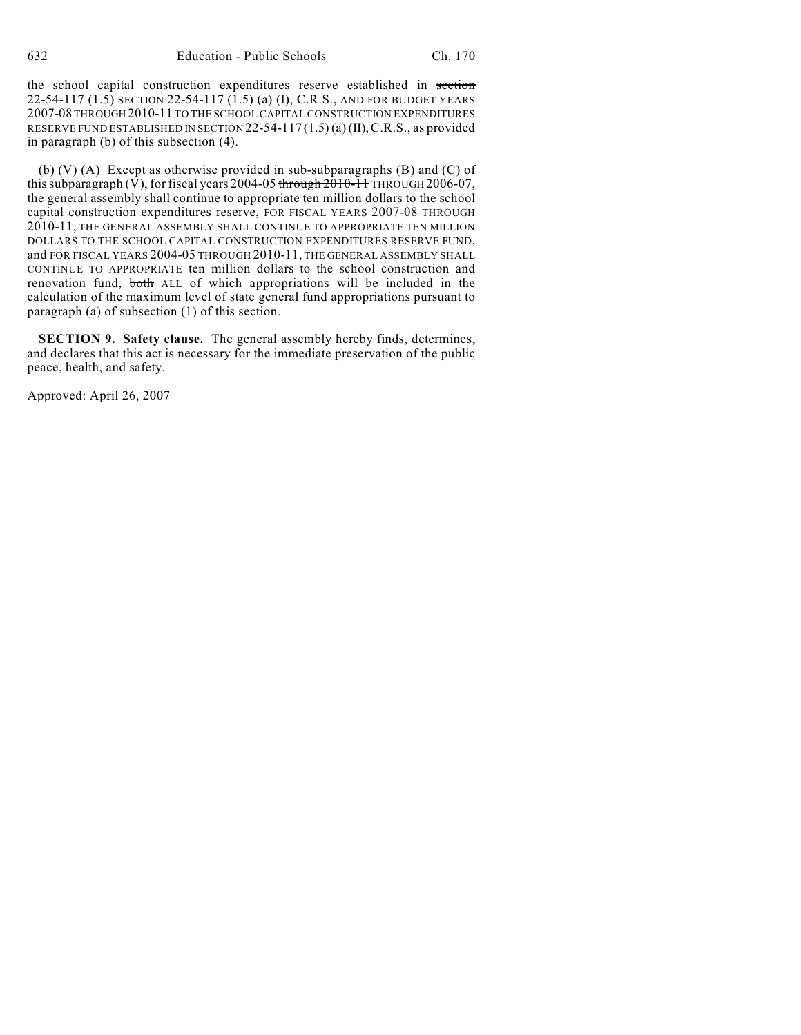the school capital construction expenditures reserve established in ~~section 22-54-117 (1.5)~~ SECTION 22-54-117 (1.5) (a) (I), C.R.S., AND FOR BUDGET YEARS 2007-08 THROUGH 2010-11 TO THE SCHOOL CAPITAL CONSTRUCTION EXPENDITURES RESERVE FUND ESTABLISHED IN SECTION 22-54-117 (1.5) (a) (II), C.R.S., as provided in paragraph (b) of this subsection (4).

(b) (V) (A) Except as otherwise provided in sub-subparagraphs (B) and (C) of this subparagraph (V), for fiscal years 2004-05 ~~through 2010-11~~ THROUGH 2006-07, the general assembly shall continue to appropriate ten million dollars to the school capital construction expenditures reserve, FOR FISCAL YEARS 2007-08 THROUGH 2010-11, THE GENERAL ASSEMBLY SHALL CONTINUE TO APPROPRIATE TEN MILLION DOLLARS TO THE SCHOOL CAPITAL CONSTRUCTION EXPENDITURES RESERVE FUND, and FOR FISCAL YEARS 2004-05 THROUGH 2010-11, THE GENERAL ASSEMBLY SHALL CONTINUE TO APPROPRIATE ten million dollars to the school construction and renovation fund, ~~both~~ ALL of which appropriations will be included in the calculation of the maximum level of state general fund appropriations pursuant to paragraph (a) of subsection (1) of this section.

**SECTION 9. Safety clause.** The general assembly hereby finds, determines, and declares that this act is necessary for the immediate preservation of the public peace, health, and safety.

Approved: April 26, 2007